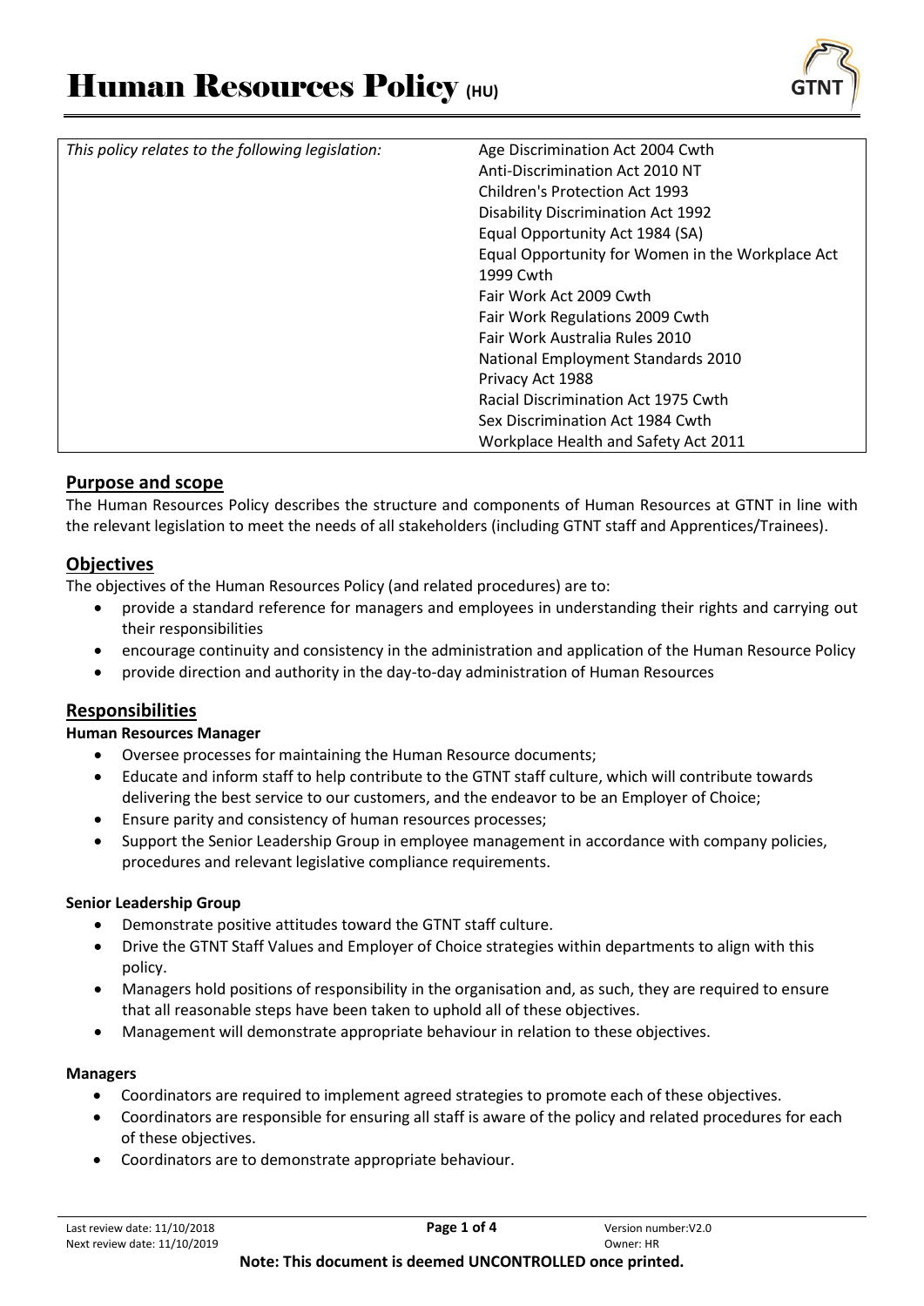# Human Resources Policy (HU)

| *This policy relates to the following legislation:* | Age Discrimination Act 2004 Cwth<br>Anti-Discrimination Act 2010 NT<br>Children's Protection Act 1993<br>Disability Discrimination Act 1992<br>Equal Opportunity Act 1984 (SA)<br>Equal Opportunity for Women in the Workplace Act 1999 Cwth<br>Fair Work Act 2009 Cwth<br>Fair Work Regulations 2009 Cwth<br>Fair Work Australia Rules 2010<br>National Employment Standards 2010<br>Privacy Act 1988<br>Racial Discrimination Act 1975 Cwth<br>Sex Discrimination Act 1984 Cwth<br>Workplace Health and Safety Act 2011 |
|---|---|

## Purpose and scope

The Human Resources Policy describes the structure and components of Human Resources at GTNT in line with the relevant legislation to meet the needs of all stakeholders (including GTNT staff and Apprentices/Trainees).

## Objectives

The objectives of the Human Resources Policy (and related procedures) are to:

- provide a standard reference for managers and employees in understanding their rights and carrying out their responsibilities
- encourage continuity and consistency in the administration and application of the Human Resource Policy
- provide direction and authority in the day-to-day administration of Human Resources

## Responsibilities

### Human Resources Manager

- Oversee processes for maintaining the Human Resource documents;
- Educate and inform staff to help contribute to the GTNT staff culture, which will contribute towards delivering the best service to our customers, and the endeavor to be an Employer of Choice;
- Ensure parity and consistency of human resources processes;
- Support the Senior Leadership Group in employee management in accordance with company policies, procedures and relevant legislative compliance requirements.

### Senior Leadership Group

- Demonstrate positive attitudes toward the GTNT staff culture.
- Drive the GTNT Staff Values and Employer of Choice strategies within departments to align with this policy.
- Managers hold positions of responsibility in the organisation and, as such, they are required to ensure that all reasonable steps have been taken to uphold all of these objectives.
- Management will demonstrate appropriate behaviour in relation to these objectives.

### Managers

- Coordinators are required to implement agreed strategies to promote each of these objectives.
- Coordinators are responsible for ensuring all staff is aware of the policy and related procedures for each of these objectives.
- Coordinators are to demonstrate appropriate behaviour.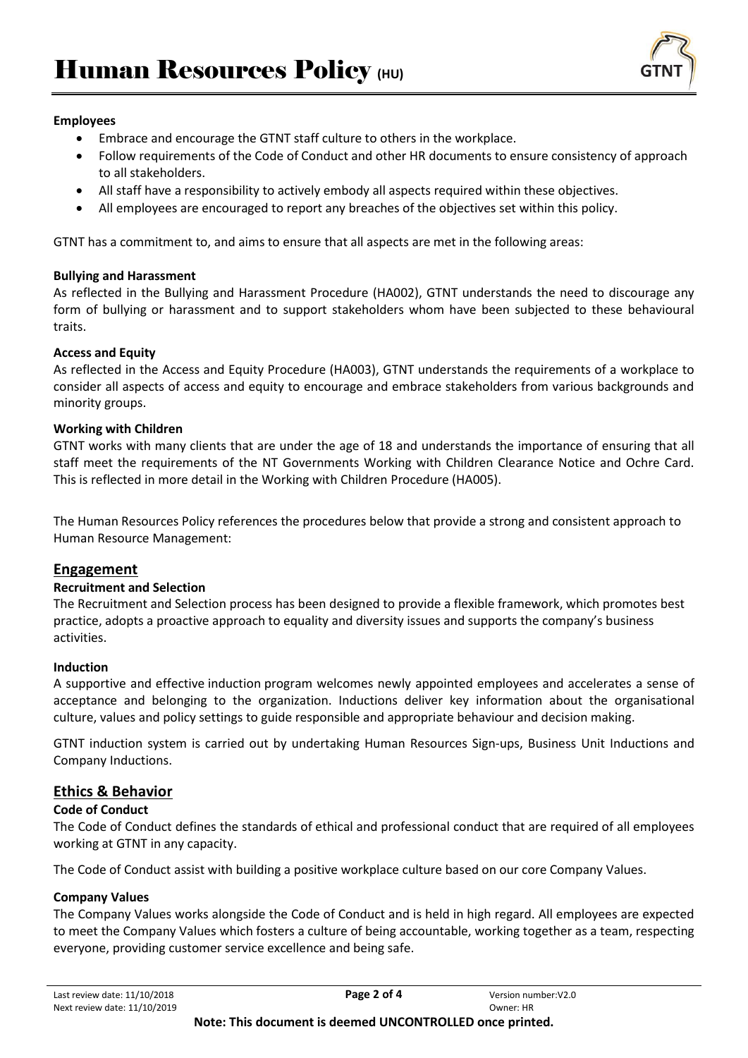**Employees**

- Embrace and encourage the GTNT staff culture to others in the workplace.
- Follow requirements of the Code of Conduct and other HR documents to ensure consistency of approach to all stakeholders.
- All staff have a responsibility to actively embody all aspects required within these objectives.
- All employees are encouraged to report any breaches of the objectives set within this policy.

GTNT has a commitment to, and aims to ensure that all aspects are met in the following areas:

**Bullying and Harassment**

As reflected in the Bullying and Harassment Procedure (HA002), GTNT understands the need to discourage any form of bullying or harassment and to support stakeholders whom have been subjected to these behavioural traits.

**Access and Equity**

As reflected in the Access and Equity Procedure (HA003), GTNT understands the requirements of a workplace to consider all aspects of access and equity to encourage and embrace stakeholders from various backgrounds and minority groups.

**Working with Children**

GTNT works with many clients that are under the age of 18 and understands the importance of ensuring that all staff meet the requirements of the NT Governments Working with Children Clearance Notice and Ochre Card. This is reflected in more detail in the Working with Children Procedure (HA005).

The Human Resources Policy references the procedures below that provide a strong and consistent approach to Human Resource Management:

## Engagement

**Recruitment and Selection**

The Recruitment and Selection process has been designed to provide a flexible framework, which promotes best practice, adopts a proactive approach to equality and diversity issues and supports the company's business activities.

**Induction**

A supportive and effective induction program welcomes newly appointed employees and accelerates a sense of acceptance and belonging to the organization. Inductions deliver key information about the organisational culture, values and policy settings to guide responsible and appropriate behaviour and decision making.

GTNT induction system is carried out by undertaking Human Resources Sign-ups, Business Unit Inductions and Company Inductions.

## Ethics & Behavior

**Code of Conduct**

The Code of Conduct defines the standards of ethical and professional conduct that are required of all employees working at GTNT in any capacity.

The Code of Conduct assist with building a positive workplace culture based on our core Company Values.

**Company Values**

The Company Values works alongside the Code of Conduct and is held in high regard. All employees are expected to meet the Company Values which fosters a culture of being accountable, working together as a team, respecting everyone, providing customer service excellence and being safe.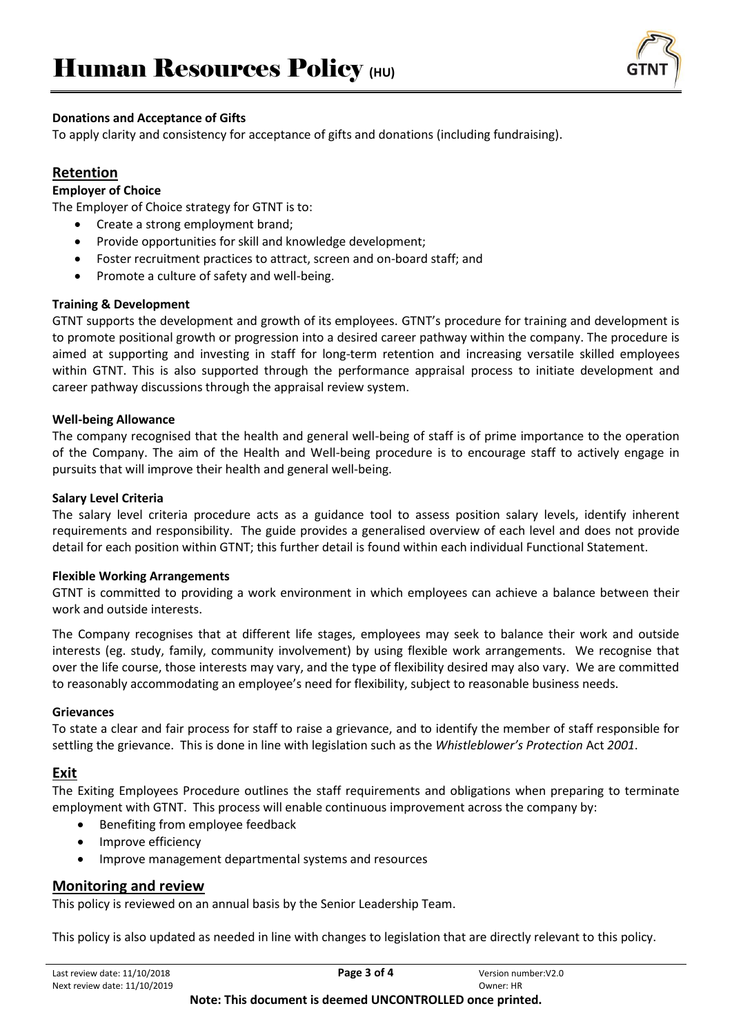**Donations and Acceptance of Gifts**

To apply clarity and consistency for acceptance of gifts and donations (including fundraising).

## Retention

**Employer of Choice**

The Employer of Choice strategy for GTNT is to:

- Create a strong employment brand;
- Provide opportunities for skill and knowledge development;
- Foster recruitment practices to attract, screen and on-board staff; and
- Promote a culture of safety and well-being.

**Training & Development**

GTNT supports the development and growth of its employees. GTNT's procedure for training and development is to promote positional growth or progression into a desired career pathway within the company. The procedure is aimed at supporting and investing in staff for long-term retention and increasing versatile skilled employees within GTNT. This is also supported through the performance appraisal process to initiate development and career pathway discussions through the appraisal review system.

**Well-being Allowance**

The company recognised that the health and general well-being of staff is of prime importance to the operation of the Company. The aim of the Health and Well-being procedure is to encourage staff to actively engage in pursuits that will improve their health and general well-being.

**Salary Level Criteria**

The salary level criteria procedure acts as a guidance tool to assess position salary levels, identify inherent requirements and responsibility. The guide provides a generalised overview of each level and does not provide detail for each position within GTNT; this further detail is found within each individual Functional Statement.

**Flexible Working Arrangements**

GTNT is committed to providing a work environment in which employees can achieve a balance between their work and outside interests.

The Company recognises that at different life stages, employees may seek to balance their work and outside interests (eg. study, family, community involvement) by using flexible work arrangements. We recognise that over the life course, those interests may vary, and the type of flexibility desired may also vary. We are committed to reasonably accommodating an employee's need for flexibility, subject to reasonable business needs.

**Grievances**

To state a clear and fair process for staff to raise a grievance, and to identify the member of staff responsible for settling the grievance. This is done in line with legislation such as the *Whistleblower's Protection* Act *2001*.

## Exit

The Exiting Employees Procedure outlines the staff requirements and obligations when preparing to terminate employment with GTNT. This process will enable continuous improvement across the company by:

- Benefiting from employee feedback
- Improve efficiency
- Improve management departmental systems and resources

## Monitoring and review

This policy is reviewed on an annual basis by the Senior Leadership Team.

This policy is also updated as needed in line with changes to legislation that are directly relevant to this policy.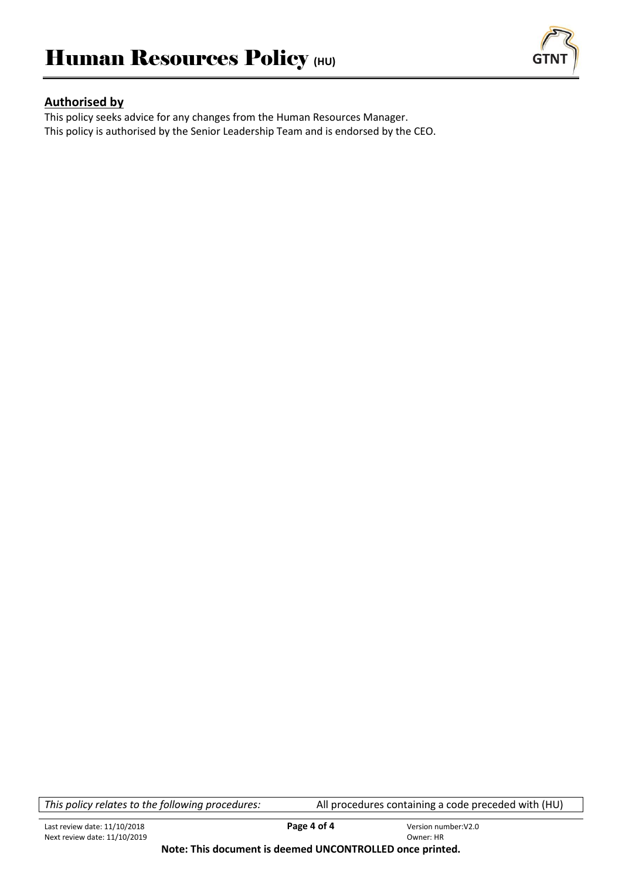## Authorised by

This policy seeks advice for any changes from the Human Resources Manager.
This policy is authorised by the Senior Leadership Team and is endorsed by the CEO.

| | |
|---|---|
| *This policy relates to the following procedures:* | All procedures containing a code preceded with (HU) |